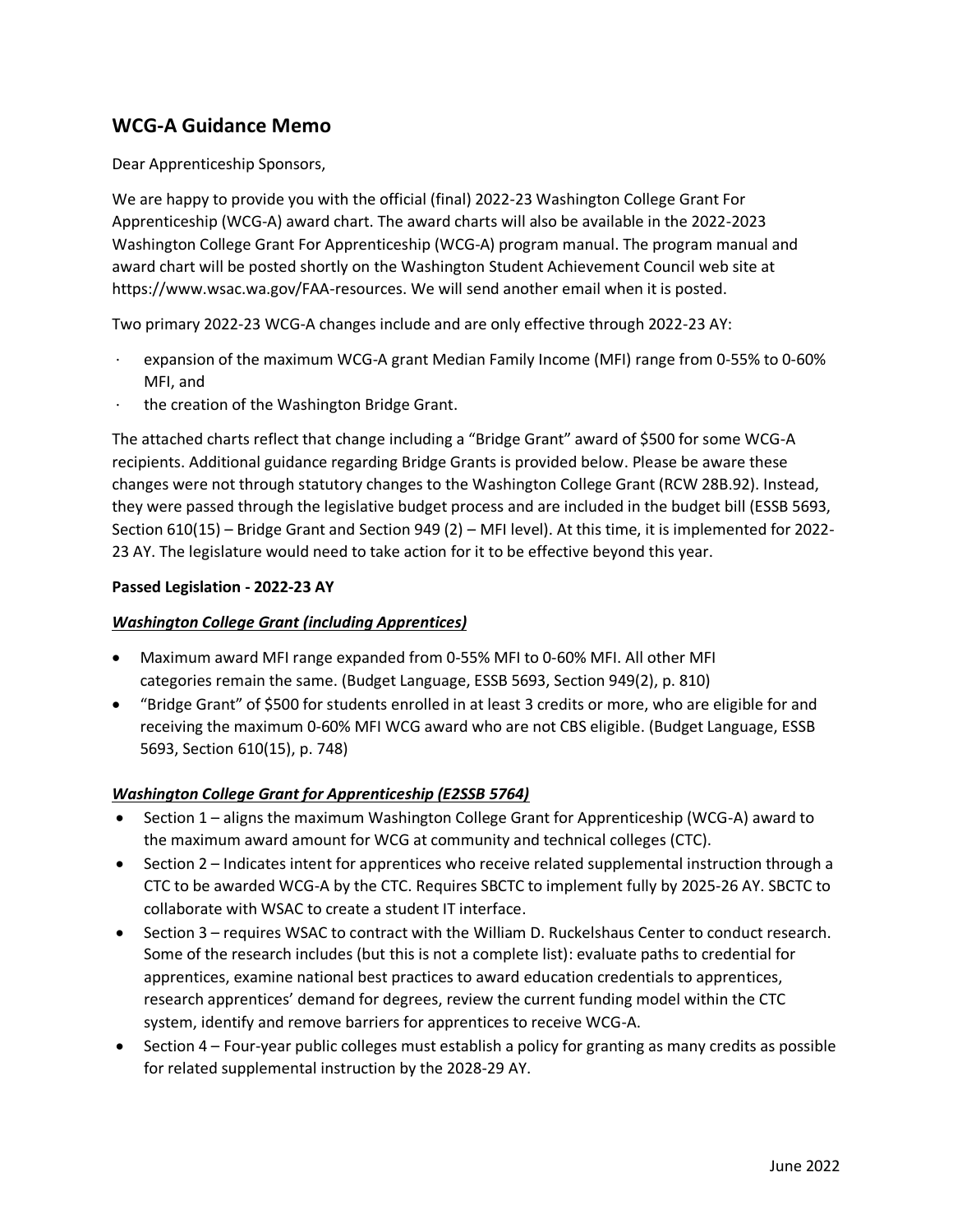## WCG-A Guidance Memo

Dear Apprenticeship Sponsors,

We are happy to provide you with the official (final) 2022-23 Washington College Grant For Apprenticeship (WCG-A) award chart. The award charts will also be available in the 2022-2023 Washington College Grant For Apprenticeship (WCG-A) program manual. The program manual and award chart will be posted shortly on the Washington Student Achievement Council web site at https://www.wsac.wa.gov/FAA-resources. We will send another email when it is posted.

Two primary 2022-23 WCG-A changes include and are only effective through 2022-23 AY:

- expansion of the maximum WCG-A grant Median Family Income (MFI) range from 0-55% to 0-60% MFI, and
- the creation of the Washington Bridge Grant.

The attached charts reflect that change including a "Bridge Grant" award of $500 for some WCG-A recipients. Additional guidance regarding Bridge Grants is provided below. Please be aware these changes were not through statutory changes to the Washington College Grant (RCW 28B.92). Instead, they were passed through the legislative budget process and are included in the budget bill (ESSB 5693, Section 610(15) – Bridge Grant and Section 949 (2) – MFI level). At this time, it is implemented for 2022-23 AY. The legislature would need to take action for it to be effective beyond this year.

**Passed Legislation - 2022-23 AY**

***Washington College Grant (including Apprentices)***

- Maximum award MFI range expanded from 0-55% MFI to 0-60% MFI. All other MFI categories remain the same. (Budget Language, ESSB 5693, Section 949(2), p. 810)
- "Bridge Grant" of $500 for students enrolled in at least 3 credits or more, who are eligible for and receiving the maximum 0-60% MFI WCG award who are not CBS eligible. (Budget Language, ESSB 5693, Section 610(15), p. 748)

***Washington College Grant for Apprenticeship (E2SSB 5764)***

- Section 1 – aligns the maximum Washington College Grant for Apprenticeship (WCG-A) award to the maximum award amount for WCG at community and technical colleges (CTC).
- Section 2 – Indicates intent for apprentices who receive related supplemental instruction through a CTC to be awarded WCG-A by the CTC. Requires SBCTC to implement fully by 2025-26 AY. SBCTC to collaborate with WSAC to create a student IT interface.
- Section 3 – requires WSAC to contract with the William D. Ruckelshaus Center to conduct research. Some of the research includes (but this is not a complete list): evaluate paths to credential for apprentices, examine national best practices to award education credentials to apprentices, research apprentices' demand for degrees, review the current funding model within the CTC system, identify and remove barriers for apprentices to receive WCG-A.
- Section 4 – Four-year public colleges must establish a policy for granting as many credits as possible for related supplemental instruction by the 2028-29 AY.

June 2022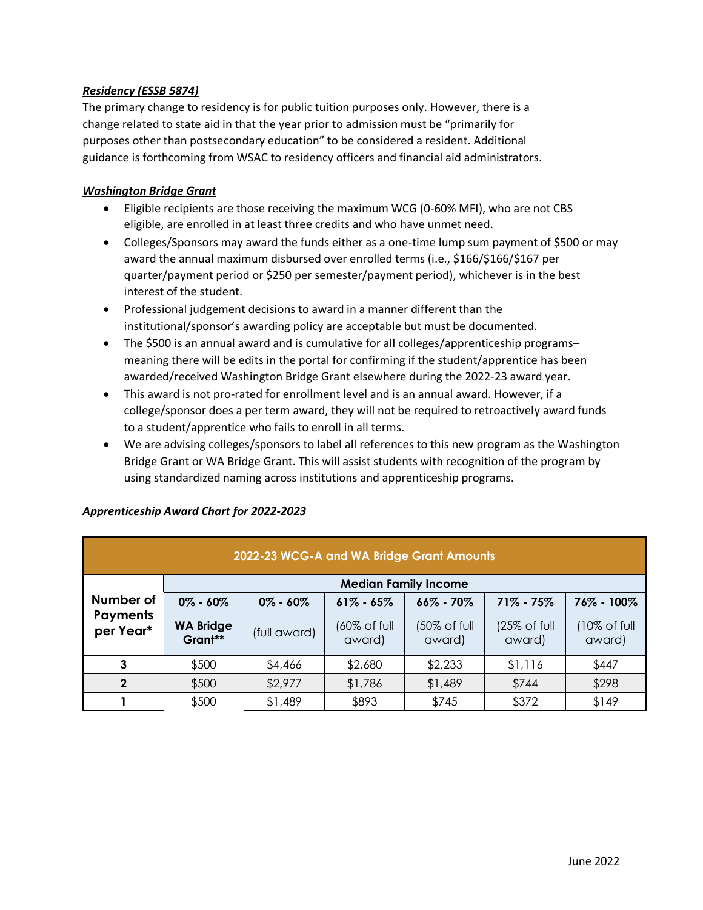***Residency (ESSB 5874)***

The primary change to residency is for public tuition purposes only. However, there is a change related to state aid in that the year prior to admission must be "primarily for purposes other than postsecondary education" to be considered a resident. Additional guidance is forthcoming from WSAC to residency officers and financial aid administrators.

***Washington Bridge Grant***

- Eligible recipients are those receiving the maximum WCG (0-60% MFI), who are not CBS eligible, are enrolled in at least three credits and who have unmet need.
- Colleges/Sponsors may award the funds either as a one-time lump sum payment of $500 or may award the annual maximum disbursed over enrolled terms (i.e., $166/$166/$167 per quarter/payment period or $250 per semester/payment period), whichever is in the best interest of the student.
- Professional judgement decisions to award in a manner different than the institutional/sponsor's awarding policy are acceptable but must be documented.
- The $500 is an annual award and is cumulative for all colleges/apprenticeship programs– meaning there will be edits in the portal for confirming if the student/apprentice has been awarded/received Washington Bridge Grant elsewhere during the 2022-23 award year.
- This award is not pro-rated for enrollment level and is an annual award. However, if a college/sponsor does a per term award, they will not be required to retroactively award funds to a student/apprentice who fails to enroll in all terms.
- We are advising colleges/sponsors to label all references to this new program as the Washington Bridge Grant or WA Bridge Grant. This will assist students with recognition of the program by using standardized naming across institutions and apprenticeship programs.

***Apprenticeship Award Chart for 2022-2023***

| 2022-23 WCG-A and WA Bridge Grant Amounts | | | | | | |
|---|---|---|---|---|---|---|
| | **Median Family Income** | | | | | |
| **Number of Payments per Year*** | **0% - 60%** **WA Bridge Grant**** | **0% - 60%** (full award) | **61% - 65%** (60% of full award) | **66% - 70%** (50% of full award) | **71% - 75%** (25% of full award) | **76% - 100%** (10% of full award) |
| **3** | $500 | $4,466 | $2,680 | $2,233 | $1,116 | $447 |
| **2** | $500 | $2,977 | $1,786 | $1,489 | $744 | $298 |
| **1** | $500 | $1,489 | $893 | $745 | $372 | $149 |

June 2022